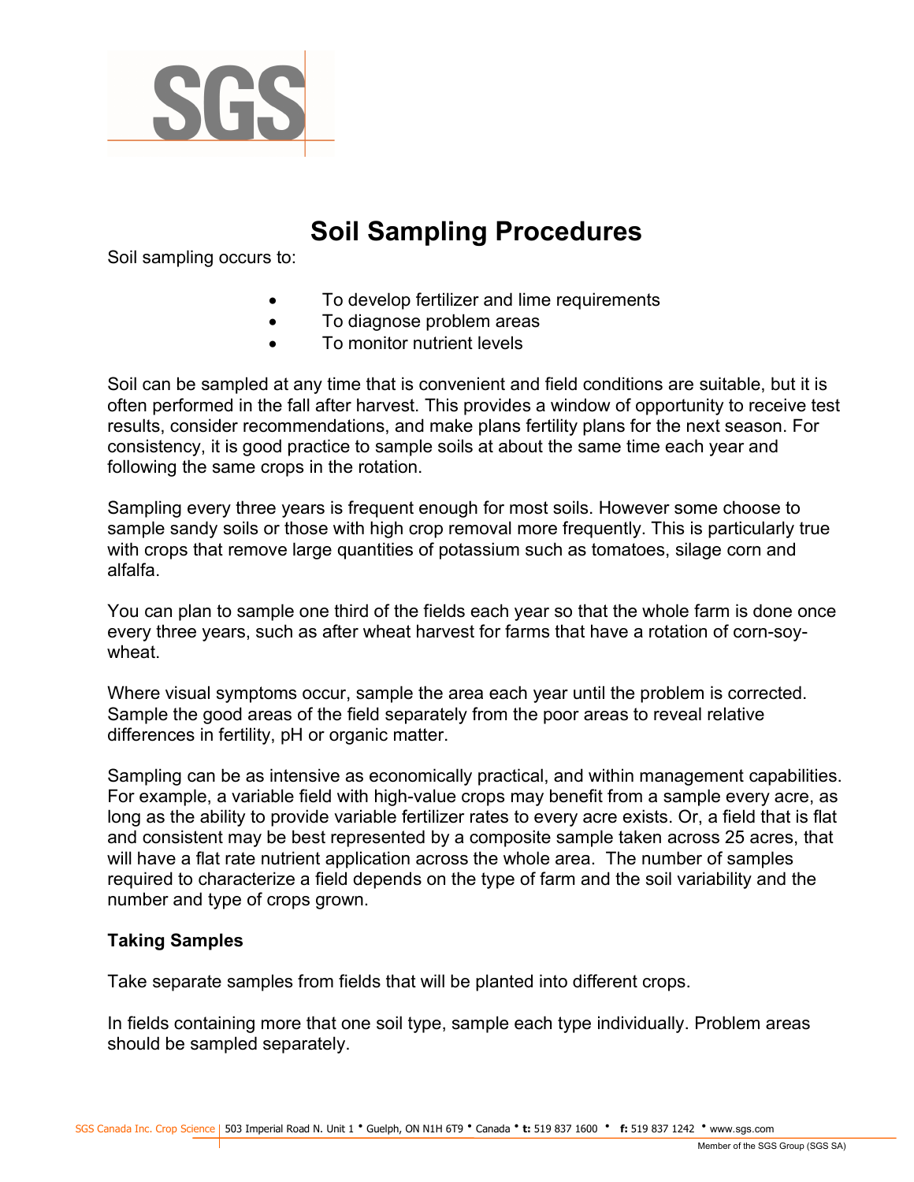# Soil Sampling Procedures

Soil sampling occurs to:

- To develop fertilizer and lime requirements
- To diagnose problem areas
- To monitor nutrient levels

Soil can be sampled at any time that is convenient and field conditions are suitable, but it is often performed in the fall after harvest. This provides a window of opportunity to receive test results, consider recommendations, and make plans fertility plans for the next season. For consistency, it is good practice to sample soils at about the same time each year and following the same crops in the rotation.

Sampling every three years is frequent enough for most soils. However some choose to sample sandy soils or those with high crop removal more frequently. This is particularly true with crops that remove large quantities of potassium such as tomatoes, silage corn and alfalfa.

You can plan to sample one third of the fields each year so that the whole farm is done once every three years, such as after wheat harvest for farms that have a rotation of corn-soy-wheat.

Where visual symptoms occur, sample the area each year until the problem is corrected. Sample the good areas of the field separately from the poor areas to reveal relative differences in fertility, pH or organic matter.

Sampling can be as intensive as economically practical, and within management capabilities. For example, a variable field with high-value crops may benefit from a sample every acre, as long as the ability to provide variable fertilizer rates to every acre exists. Or, a field that is flat and consistent may be best represented by a composite sample taken across 25 acres, that will have a flat rate nutrient application across the whole area. The number of samples required to characterize a field depends on the type of farm and the soil variability and the number and type of crops grown.

### Taking Samples

Take separate samples from fields that will be planted into different crops.

In fields containing more that one soil type, sample each type individually. Problem areas should be sampled separately.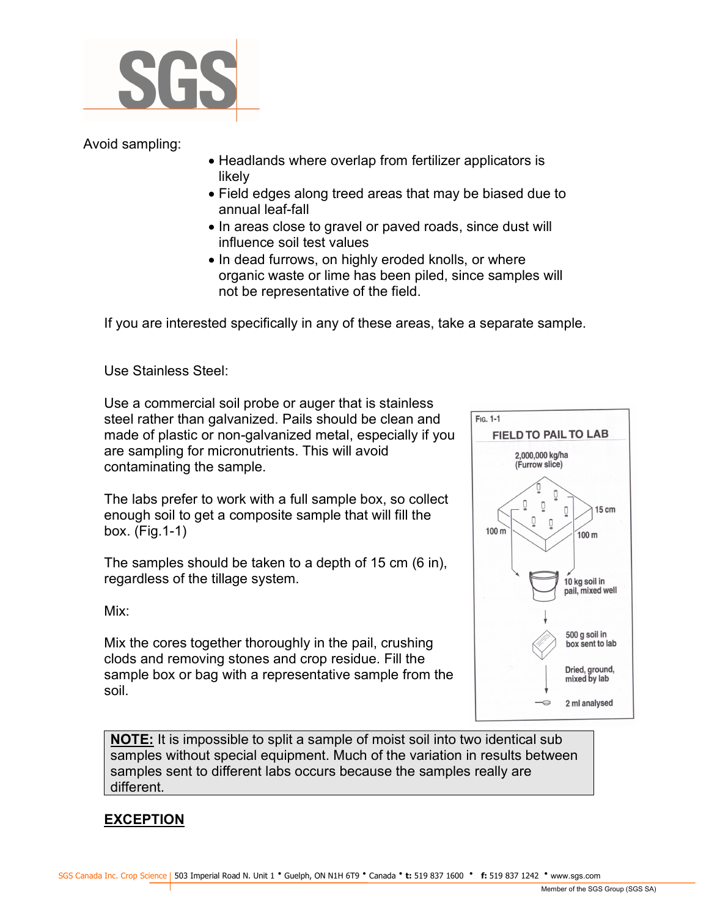Avoid sampling:

- Headlands where overlap from fertilizer applicators is likely
- Field edges along treed areas that may be biased due to annual leaf-fall
- In areas close to gravel or paved roads, since dust will influence soil test values
- In dead furrows, on highly eroded knolls, or where organic waste or lime has been piled, since samples will not be representative of the field.

If you are interested specifically in any of these areas, take a separate sample.

Use Stainless Steel:

Use a commercial soil probe or auger that is stainless steel rather than galvanized. Pails should be clean and made of plastic or non-galvanized metal, especially if you are sampling for micronutrients. This will avoid contaminating the sample.

The labs prefer to work with a full sample box, so collect enough soil to get a composite sample that will fill the box. (Fig.1-1)

The samples should be taken to a depth of 15 cm (6 in), regardless of the tillage system.

Mix:

Mix the cores together thoroughly in the pail, crushing clods and removing stones and crop residue. Fill the sample box or bag with a representative sample from the soil.

FIG. 1-1

FIELD TO PAIL TO LAB

2,000,000 kg/ha (Furrow slice)

100 m — 100 m — 15 cm

10 kg soil in pail, mixed well

500 g soil in box sent to lab

Dried, ground, mixed by lab

2 ml analysed

> **NOTE:** It is impossible to split a sample of moist soil into two identical sub samples without special equipment. Much of the variation in results between samples sent to different labs occurs because the samples really are different.

**EXCEPTION**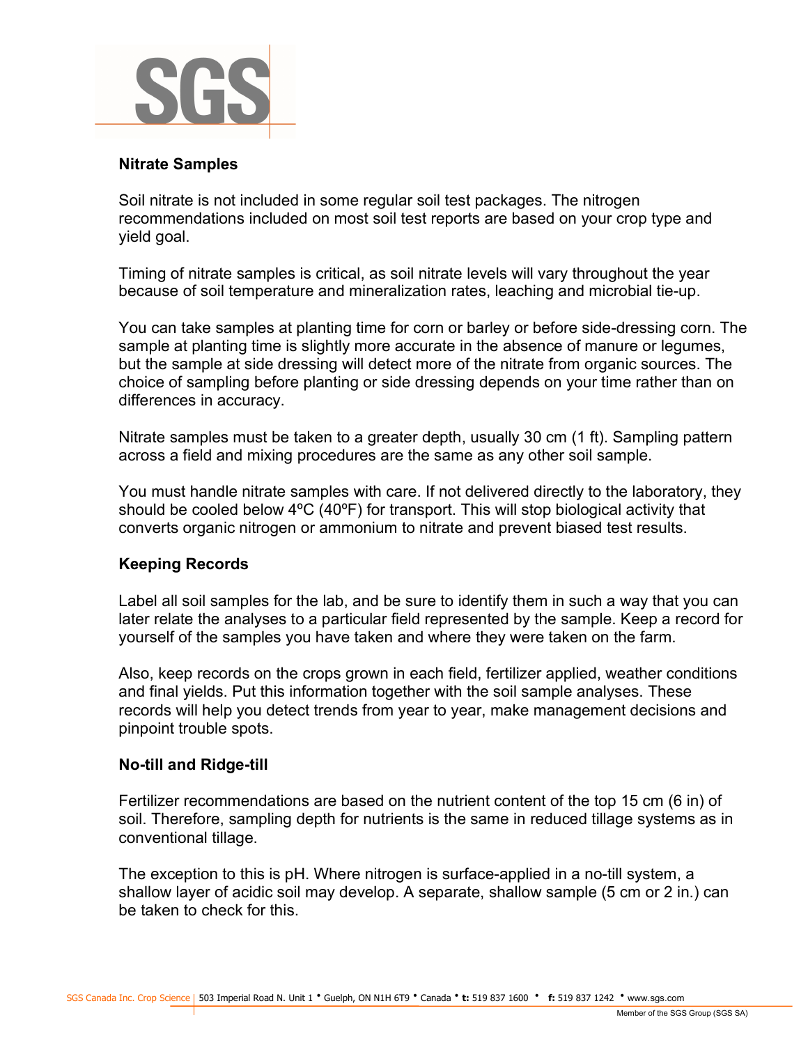## Nitrate Samples

Soil nitrate is not included in some regular soil test packages. The nitrogen recommendations included on most soil test reports are based on your crop type and yield goal.

Timing of nitrate samples is critical, as soil nitrate levels will vary throughout the year because of soil temperature and mineralization rates, leaching and microbial tie-up.

You can take samples at planting time for corn or barley or before side-dressing corn. The sample at planting time is slightly more accurate in the absence of manure or legumes, but the sample at side dressing will detect more of the nitrate from organic sources. The choice of sampling before planting or side dressing depends on your time rather than on differences in accuracy.

Nitrate samples must be taken to a greater depth, usually 30 cm (1 ft). Sampling pattern across a field and mixing procedures are the same as any other soil sample.

You must handle nitrate samples with care. If not delivered directly to the laboratory, they should be cooled below 4ºC (40ºF) for transport. This will stop biological activity that converts organic nitrogen or ammonium to nitrate and prevent biased test results.

## Keeping Records

Label all soil samples for the lab, and be sure to identify them in such a way that you can later relate the analyses to a particular field represented by the sample. Keep a record for yourself of the samples you have taken and where they were taken on the farm.

Also, keep records on the crops grown in each field, fertilizer applied, weather conditions and final yields. Put this information together with the soil sample analyses. These records will help you detect trends from year to year, make management decisions and pinpoint trouble spots.

## No-till and Ridge-till

Fertilizer recommendations are based on the nutrient content of the top 15 cm (6 in) of soil. Therefore, sampling depth for nutrients is the same in reduced tillage systems as in conventional tillage.

The exception to this is pH. Where nitrogen is surface-applied in a no-till system, a shallow layer of acidic soil may develop. A separate, shallow sample (5 cm or 2 in.) can be taken to check for this.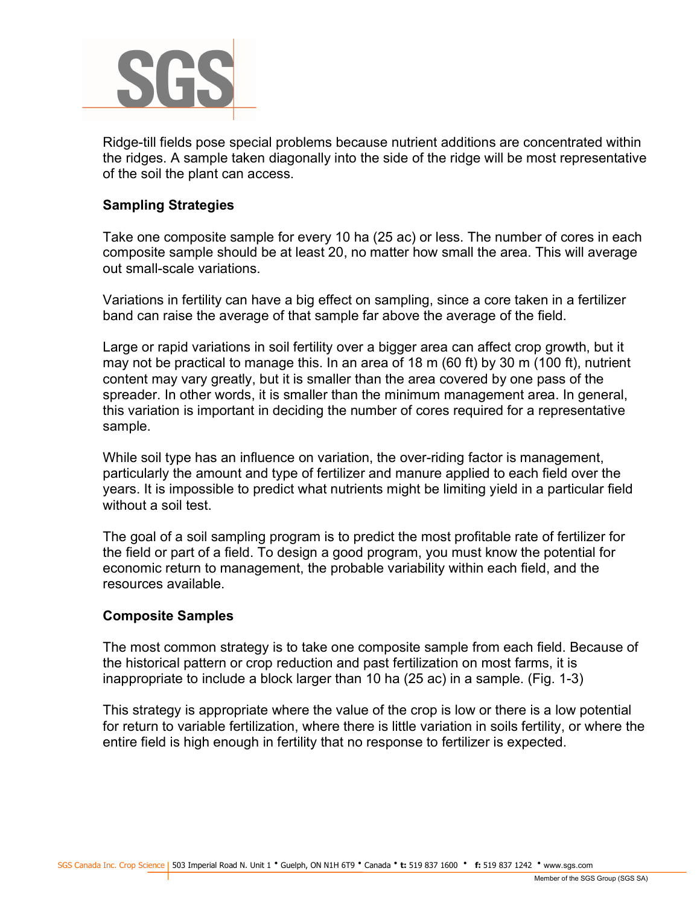Ridge-till fields pose special problems because nutrient additions are concentrated within the ridges. A sample taken diagonally into the side of the ridge will be most representative of the soil the plant can access.

**Sampling Strategies**

Take one composite sample for every 10 ha (25 ac) or less. The number of cores in each composite sample should be at least 20, no matter how small the area. This will average out small-scale variations.

Variations in fertility can have a big effect on sampling, since a core taken in a fertilizer band can raise the average of that sample far above the average of the field.

Large or rapid variations in soil fertility over a bigger area can affect crop growth, but it may not be practical to manage this. In an area of 18 m (60 ft) by 30 m (100 ft), nutrient content may vary greatly, but it is smaller than the area covered by one pass of the spreader. In other words, it is smaller than the minimum management area. In general, this variation is important in deciding the number of cores required for a representative sample.

While soil type has an influence on variation, the over-riding factor is management, particularly the amount and type of fertilizer and manure applied to each field over the years. It is impossible to predict what nutrients might be limiting yield in a particular field without a soil test.

The goal of a soil sampling program is to predict the most profitable rate of fertilizer for the field or part of a field. To design a good program, you must know the potential for economic return to management, the probable variability within each field, and the resources available.

**Composite Samples**

The most common strategy is to take one composite sample from each field. Because of the historical pattern or crop reduction and past fertilization on most farms, it is inappropriate to include a block larger than 10 ha (25 ac) in a sample. (Fig. 1-3)

This strategy is appropriate where the value of the crop is low or there is a low potential for return to variable fertilization, where there is little variation in soils fertility, or where the entire field is high enough in fertility that no response to fertilizer is expected.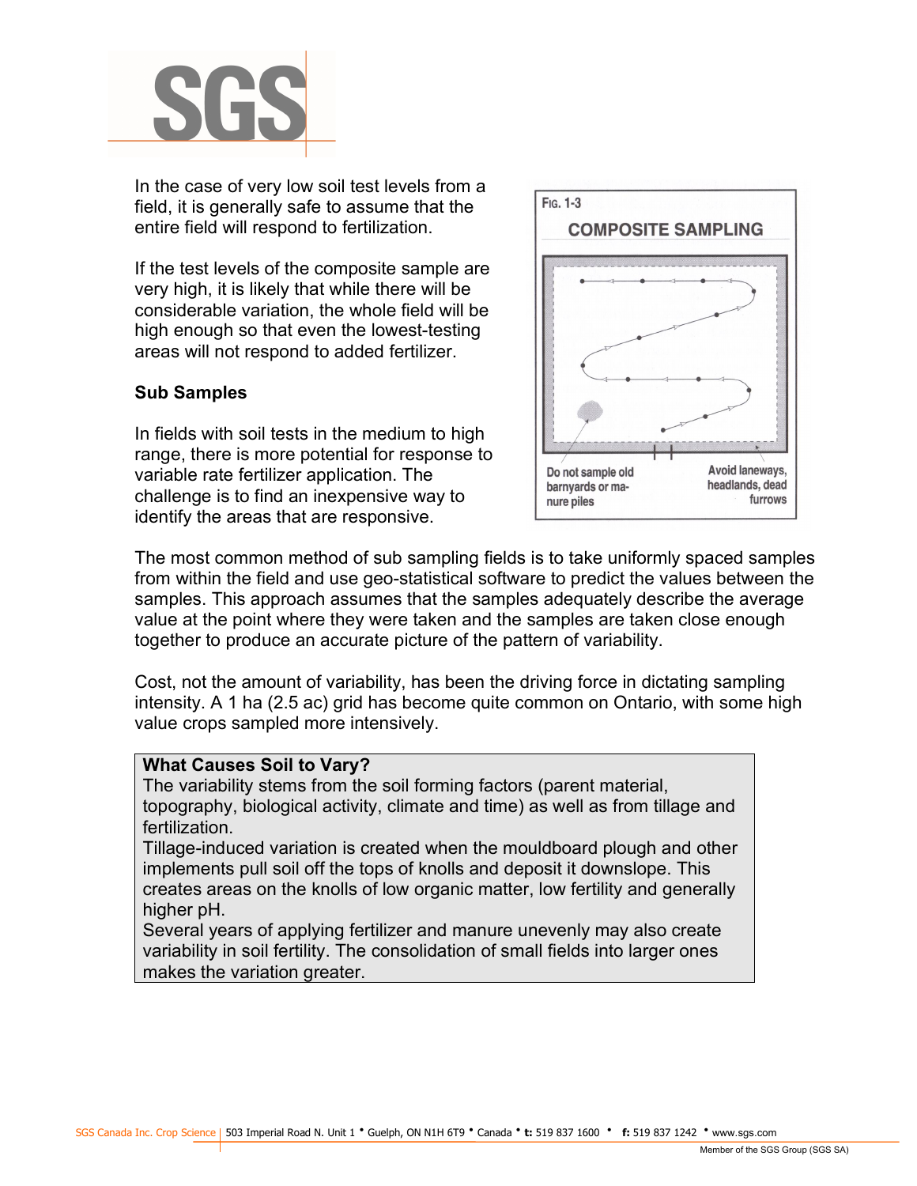In the case of very low soil test levels from a field, it is generally safe to assume that the entire field will respond to fertilization.

If the test levels of the composite sample are very high, it is likely that while there will be considerable variation, the whole field will be high enough so that even the lowest-testing areas will not respond to added fertilizer.

FIG. 1-3

COMPOSITE SAMPLING

Do not sample old barnyards or manure piles

Avoid laneways, headlands, dead furrows

### Sub Samples

In fields with soil tests in the medium to high range, there is more potential for response to variable rate fertilizer application. The challenge is to find an inexpensive way to identify the areas that are responsive.

The most common method of sub sampling fields is to take uniformly spaced samples from within the field and use geo-statistical software to predict the values between the samples. This approach assumes that the samples adequately describe the average value at the point where they were taken and the samples are taken close enough together to produce an accurate picture of the pattern of variability.

Cost, not the amount of variability, has been the driving force in dictating sampling intensity. A 1 ha (2.5 ac) grid has become quite common on Ontario, with some high value crops sampled more intensively.

**What Causes Soil to Vary?**

The variability stems from the soil forming factors (parent material, topography, biological activity, climate and time) as well as from tillage and fertilization.

Tillage-induced variation is created when the mouldboard plough and other implements pull soil off the tops of knolls and deposit it downslope. This creates areas on the knolls of low organic matter, low fertility and generally higher pH.

Several years of applying fertilizer and manure unevenly may also create variability in soil fertility. The consolidation of small fields into larger ones makes the variation greater.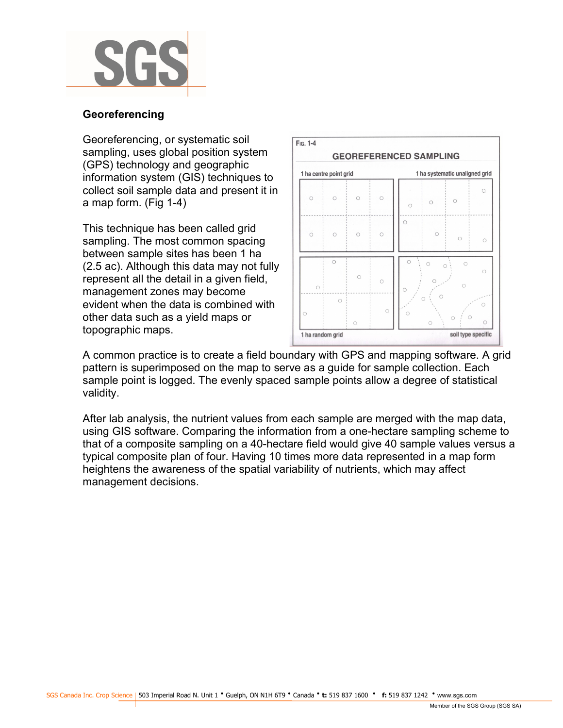## Georeferencing

Georeferencing, or systematic soil sampling, uses global position system (GPS) technology and geographic information system (GIS) techniques to collect soil sample data and present it in a map form. (Fig 1-4)

This technique has been called grid sampling. The most common spacing between sample sites has been 1 ha (2.5 ac). Although this data may not fully represent all the detail in a given field, management zones may become evident when the data is combined with other data such as a yield maps or topographic maps.

FIG. 1-4

GEOREFERENCED SAMPLING

1 ha centre point grid

1 ha systematic unaligned grid

1 ha random grid

soil type specific

A common practice is to create a field boundary with GPS and mapping software. A grid pattern is superimposed on the map to serve as a guide for sample collection. Each sample point is logged. The evenly spaced sample points allow a degree of statistical validity.

After lab analysis, the nutrient values from each sample are merged with the map data, using GIS software. Comparing the information from a one-hectare sampling scheme to that of a composite sampling on a 40-hectare field would give 40 sample values versus a typical composite plan of four. Having 10 times more data represented in a map form heightens the awareness of the spatial variability of nutrients, which may affect management decisions.